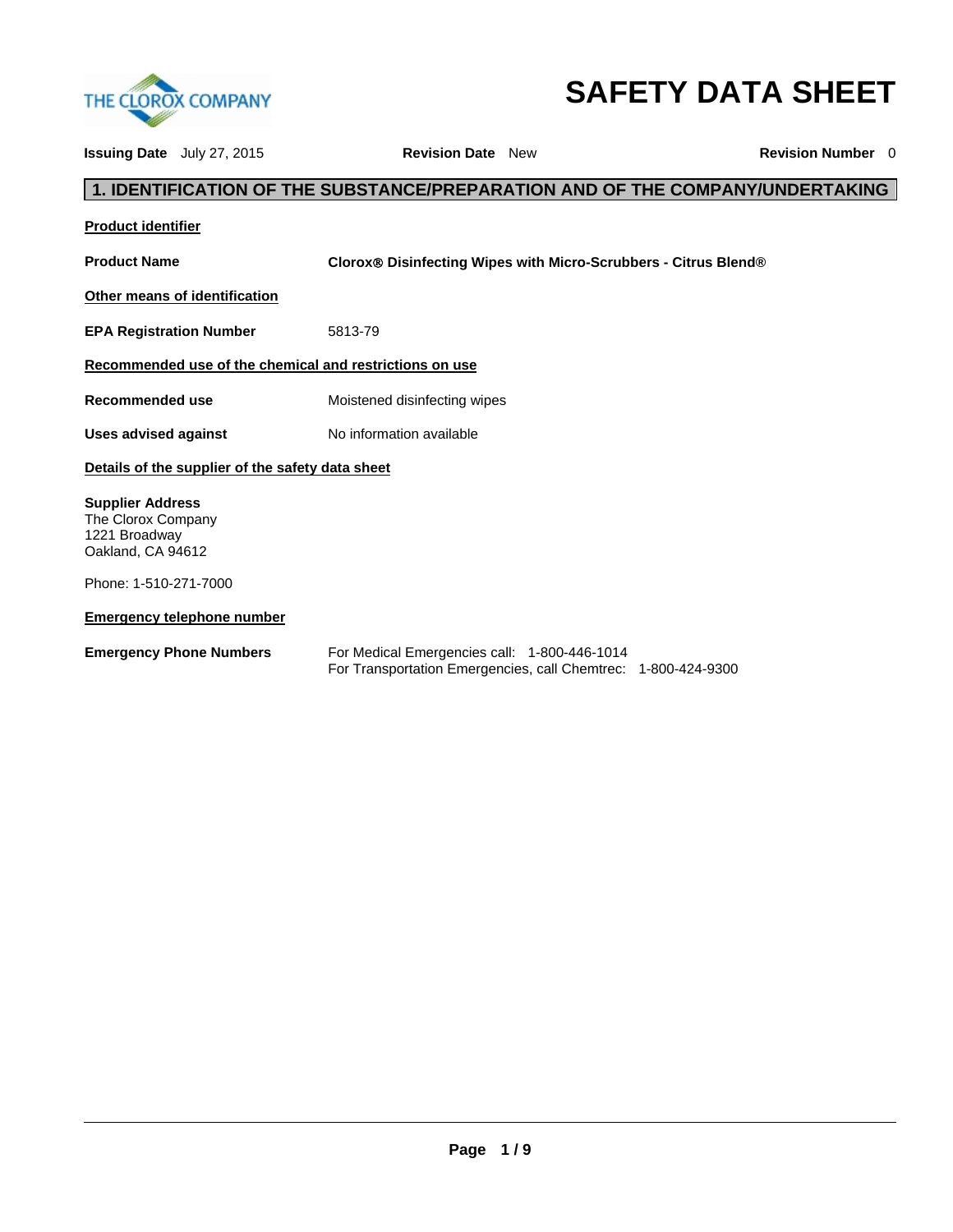THE CLOROX COMPANY

# SAFETY DATA SHEET

**Issuing Date** July 27, 2015 **Revision Date** New **Revision Number** 0

## 1. IDENTIFICATION OF THE SUBSTANCE/PREPARATION AND OF THE COMPANY/UNDERTAKING

**Product identifier**

**Product Name** **Clorox® Disinfecting Wipes with Micro-Scrubbers - Citrus Blend®**

**Other means of identification**

**EPA Registration Number** 5813-79

**Recommended use of the chemical and restrictions on use**

**Recommended use** Moistened disinfecting wipes

**Uses advised against** No information available

**Details of the supplier of the safety data sheet**

**Supplier Address**
The Clorox Company
1221 Broadway
Oakland, CA 94612

Phone: 1-510-271-7000

**Emergency telephone number**

**Emergency Phone Numbers** For Medical Emergencies call: 1-800-446-1014
For Transportation Emergencies, call Chemtrec: 1-800-424-9300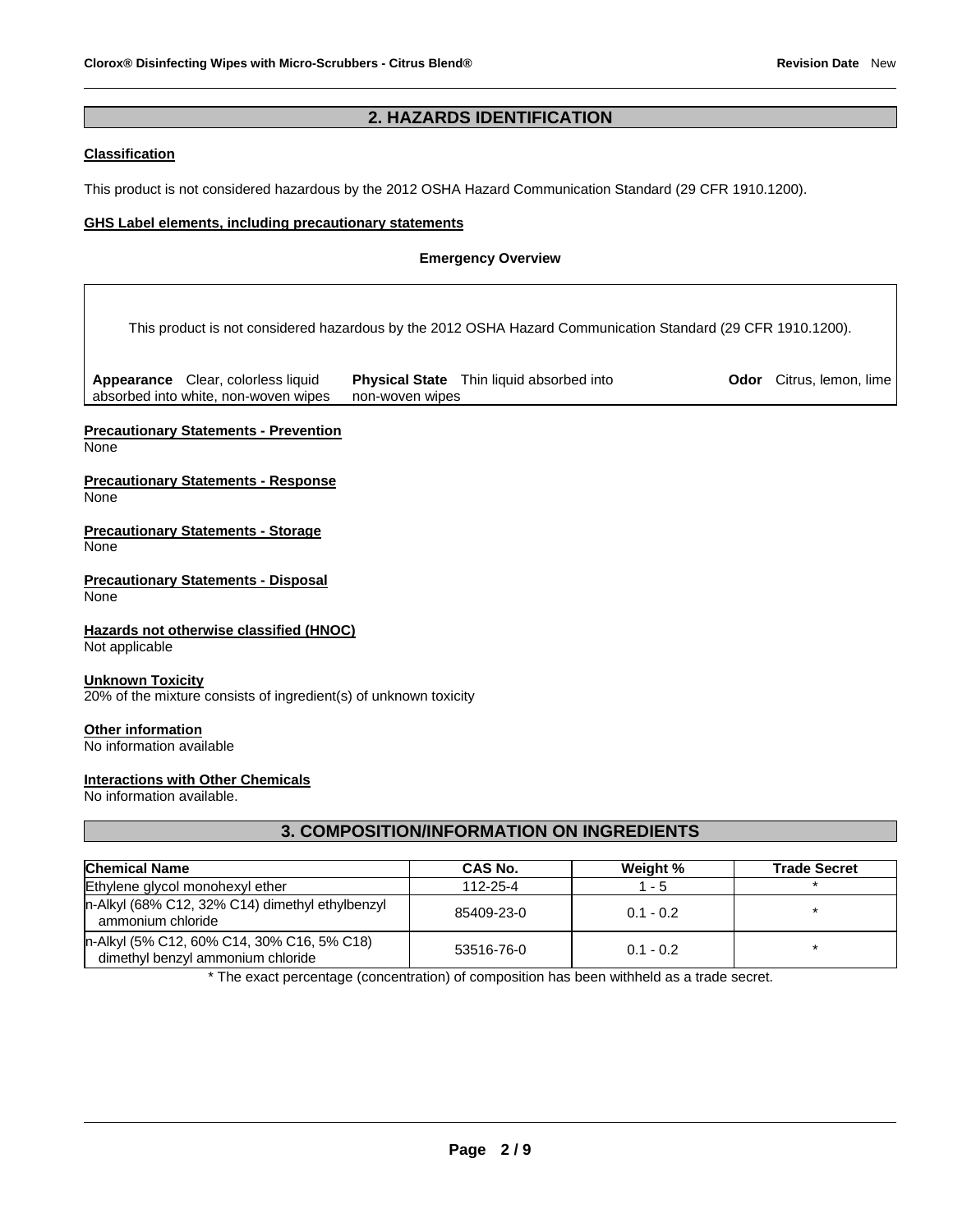## 2. HAZARDS IDENTIFICATION

**Classification**

This product is not considered hazardous by the 2012 OSHA Hazard Communication Standard (29 CFR 1910.1200).

**GHS Label elements, including precautionary statements**

**Emergency Overview**

This product is not considered hazardous by the 2012 OSHA Hazard Communication Standard (29 CFR 1910.1200).

**Appearance** Clear, colorless liquid absorbed into white, non-woven wipes **Physical State** Thin liquid absorbed into non-woven wipes **Odor** Citrus, lemon, lime

**Precautionary Statements - Prevention**
None

**Precautionary Statements - Response**
None

**Precautionary Statements - Storage**
None

**Precautionary Statements - Disposal**
None

**Hazards not otherwise classified (HNOC)**
Not applicable

**Unknown Toxicity**
20% of the mixture consists of ingredient(s) of unknown toxicity

**Other information**
No information available

**Interactions with Other Chemicals**
No information available.

## 3. COMPOSITION/INFORMATION ON INGREDIENTS

| Chemical Name | CAS No. | Weight % | Trade Secret |
|---|---|---|---|
| Ethylene glycol monohexyl ether | 112-25-4 | 1 - 5 | * |
| n-Alkyl (68% C12, 32% C14) dimethyl ethylbenzyl ammonium chloride | 85409-23-0 | 0.1 - 0.2 | * |
| n-Alkyl (5% C12, 60% C14, 30% C16, 5% C18) dimethyl benzyl ammonium chloride | 53516-76-0 | 0.1 - 0.2 | * |

* The exact percentage (concentration) of composition has been withheld as a trade secret.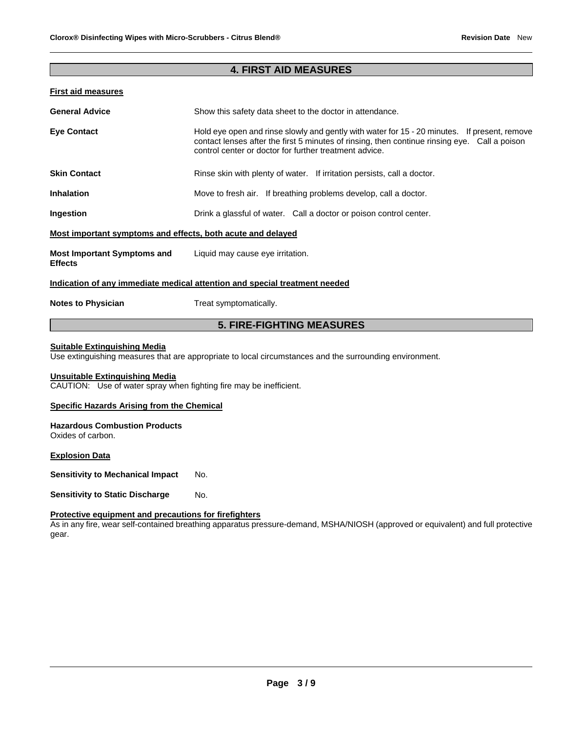## 4. FIRST AID MEASURES

### First aid measures

**General Advice** — Show this safety data sheet to the doctor in attendance.

**Eye Contact** — Hold eye open and rinse slowly and gently with water for 15 - 20 minutes. If present, remove contact lenses after the first 5 minutes of rinsing, then continue rinsing eye. Call a poison control center or doctor for further treatment advice.

**Skin Contact** — Rinse skin with plenty of water. If irritation persists, call a doctor.

**Inhalation** — Move to fresh air. If breathing problems develop, call a doctor.

**Ingestion** — Drink a glassful of water. Call a doctor or poison control center.

### Most important symptoms and effects, both acute and delayed

**Most Important Symptoms and Effects** — Liquid may cause eye irritation.

### Indication of any immediate medical attention and special treatment needed

**Notes to Physician** — Treat symptomatically.

## 5. FIRE-FIGHTING MEASURES

### Suitable Extinguishing Media

Use extinguishing measures that are appropriate to local circumstances and the surrounding environment.

### Unsuitable Extinguishing Media

CAUTION: Use of water spray when fighting fire may be inefficient.

### Specific Hazards Arising from the Chemical

**Hazardous Combustion Products**

Oxides of carbon.

### Explosion Data

**Sensitivity to Mechanical Impact** — No.

**Sensitivity to Static Discharge** — No.

### Protective equipment and precautions for firefighters

As in any fire, wear self-contained breathing apparatus pressure-demand, MSHA/NIOSH (approved or equivalent) and full protective gear.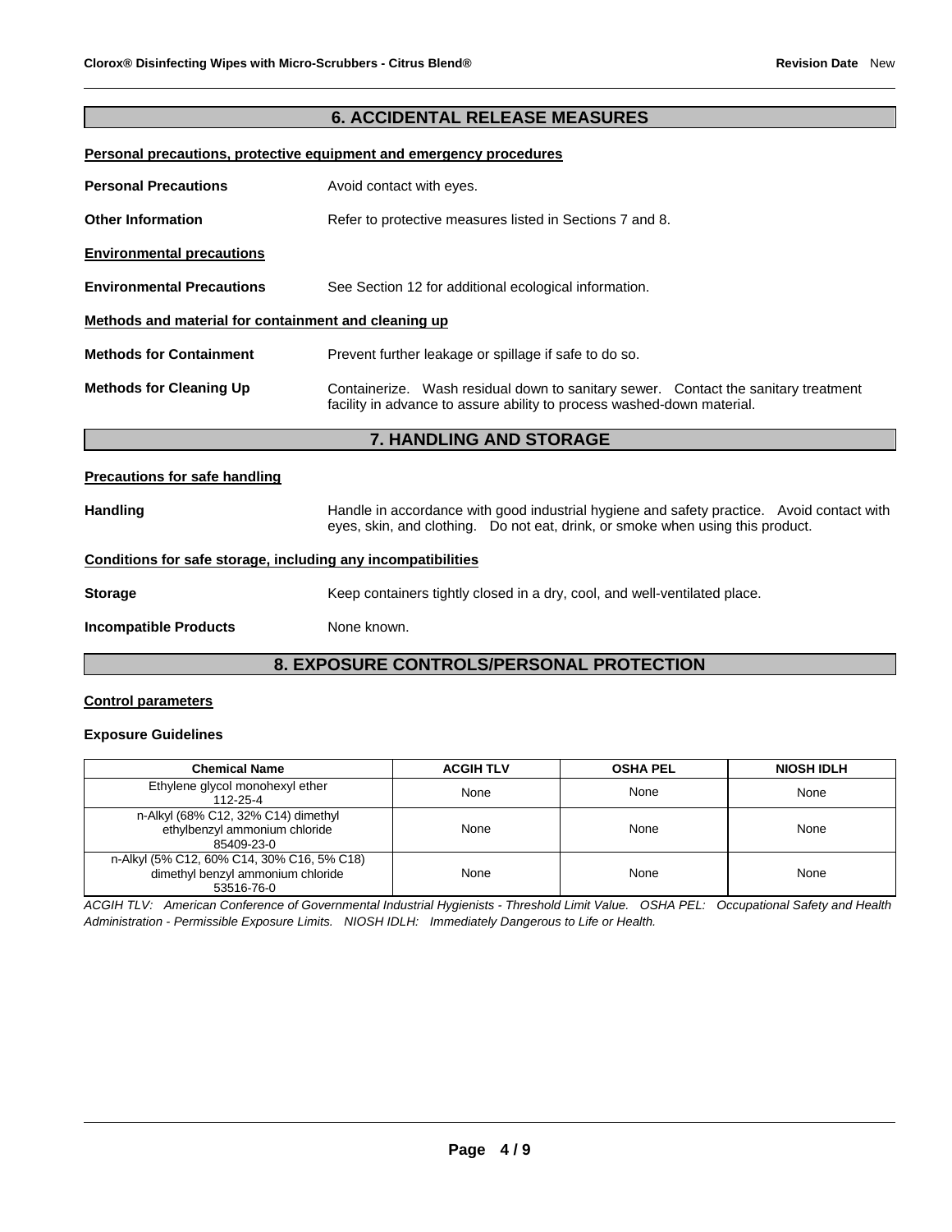## 6. ACCIDENTAL RELEASE MEASURES

**Personal precautions, protective equipment and emergency procedures**

**Personal Precautions** Avoid contact with eyes.

**Other Information** Refer to protective measures listed in Sections 7 and 8.

**Environmental precautions**

**Environmental Precautions** See Section 12 for additional ecological information.

**Methods and material for containment and cleaning up**

**Methods for Containment** Prevent further leakage or spillage if safe to do so.

**Methods for Cleaning Up** Containerize. Wash residual down to sanitary sewer. Contact the sanitary treatment facility in advance to assure ability to process washed-down material.

## 7. HANDLING AND STORAGE

**Precautions for safe handling**

**Handling** Handle in accordance with good industrial hygiene and safety practice. Avoid contact with eyes, skin, and clothing. Do not eat, drink, or smoke when using this product.

**Conditions for safe storage, including any incompatibilities**

**Storage** Keep containers tightly closed in a dry, cool, and well-ventilated place.

**Incompatible Products** None known.

## 8. EXPOSURE CONTROLS/PERSONAL PROTECTION

**Control parameters**

**Exposure Guidelines**

| Chemical Name | ACGIH TLV | OSHA PEL | NIOSH IDLH |
|---|---|---|---|
| Ethylene glycol monohexyl ether 112-25-4 | None | None | None |
| n-Alkyl (68% C12, 32% C14) dimethyl ethylbenzyl ammonium chloride 85409-23-0 | None | None | None |
| n-Alkyl (5% C12, 60% C14, 30% C16, 5% C18) dimethyl benzyl ammonium chloride 53516-76-0 | None | None | None |

*ACGIH TLV: American Conference of Governmental Industrial Hygienists - Threshold Limit Value. OSHA PEL: Occupational Safety and Health Administration - Permissible Exposure Limits. NIOSH IDLH: Immediately Dangerous to Life or Health.*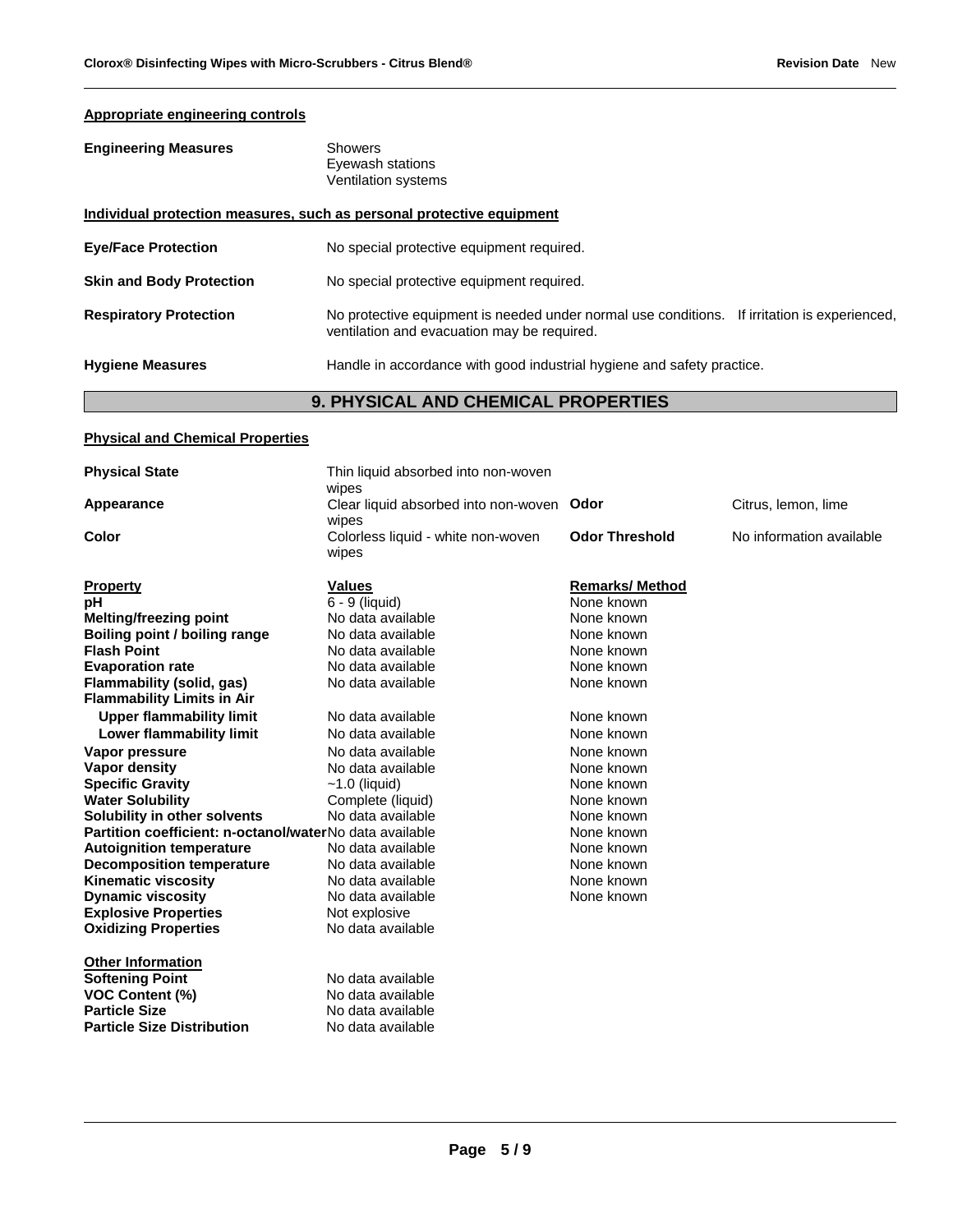**Appropriate engineering controls**

| | |
|---|---|
| **Engineering Measures** | Showers<br>Eyewash stations<br>Ventilation systems |

**Individual protection measures, such as personal protective equipment**

| | |
|---|---|
| **Eye/Face Protection** | No special protective equipment required. |
| **Skin and Body Protection** | No special protective equipment required. |
| **Respiratory Protection** | No protective equipment is needed under normal use conditions. If irritation is experienced, ventilation and evacuation may be required. |
| **Hygiene Measures** | Handle in accordance with good industrial hygiene and safety practice. |

## 9. PHYSICAL AND CHEMICAL PROPERTIES

**Physical and Chemical Properties**

| | | | |
|---|---|---|---|
| **Physical State** | Thin liquid absorbed into non-woven wipes | | |
| **Appearance** | Clear liquid absorbed into non-woven wipes | **Odor** | Citrus, lemon, lime |
| **Color** | Colorless liquid - white non-woven wipes | **Odor Threshold** | No information available |

| **Property** | **Values** | **Remarks/ Method** |
|---|---|---|
| **pH** | 6 - 9 (liquid) | None known |
| **Melting/freezing point** | No data available | None known |
| **Boiling point / boiling range** | No data available | None known |
| **Flash Point** | No data available | None known |
| **Evaporation rate** | No data available | None known |
| **Flammability (solid, gas)** | No data available | None known |
| **Flammability Limits in Air** | | |
| **Upper flammability limit** | No data available | None known |
| **Lower flammability limit** | No data available | None known |
| **Vapor pressure** | No data available | None known |
| **Vapor density** | No data available | None known |
| **Specific Gravity** | ~1.0 (liquid) | None known |
| **Water Solubility** | Complete (liquid) | None known |
| **Solubility in other solvents** | No data available | None known |
| **Partition coefficient: n-octanol/water** | No data available | None known |
| **Autoignition temperature** | No data available | None known |
| **Decomposition temperature** | No data available | None known |
| **Kinematic viscosity** | No data available | None known |
| **Dynamic viscosity** | No data available | None known |
| **Explosive Properties** | Not explosive | |
| **Oxidizing Properties** | No data available | |

**Other Information**

| | |
|---|---|
| **Softening Point** | No data available |
| **VOC Content (%)** | No data available |
| **Particle Size** | No data available |
| **Particle Size Distribution** | No data available |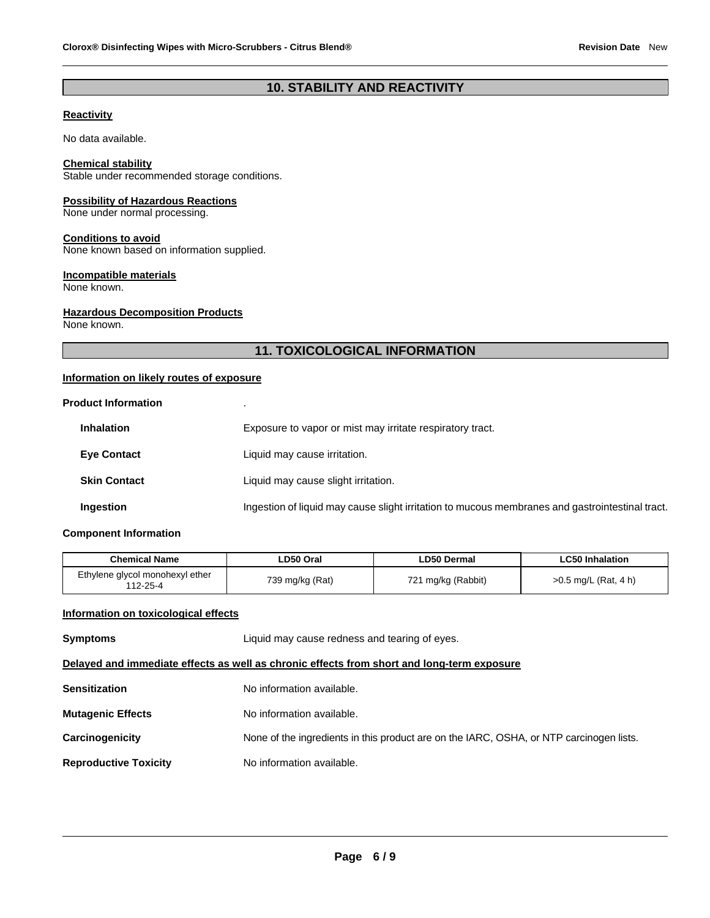## 10. STABILITY AND REACTIVITY

**Reactivity**

No data available.

**Chemical stability**
Stable under recommended storage conditions.

**Possibility of Hazardous Reactions**
None under normal processing.

**Conditions to avoid**
None known based on information supplied.

**Incompatible materials**
None known.

**Hazardous Decomposition Products**
None known.

## 11. TOXICOLOGICAL INFORMATION

**Information on likely routes of exposure**

**Product Information** .

**Inhalation** Exposure to vapor or mist may irritate respiratory tract.

**Eye Contact** Liquid may cause irritation.

**Skin Contact** Liquid may cause slight irritation.

**Ingestion** Ingestion of liquid may cause slight irritation to mucous membranes and gastrointestinal tract.

**Component Information**

| Chemical Name | LD50 Oral | LD50 Dermal | LC50 Inhalation |
|---|---|---|---|
| Ethylene glycol monohexyl ether 112-25-4 | 739 mg/kg (Rat) | 721 mg/kg (Rabbit) | >0.5 mg/L (Rat, 4 h) |

**Information on toxicological effects**

**Symptoms** Liquid may cause redness and tearing of eyes.

**Delayed and immediate effects as well as chronic effects from short and long-term exposure**

**Sensitization** No information available.

**Mutagenic Effects** No information available.

**Carcinogenicity** None of the ingredients in this product are on the IARC, OSHA, or NTP carcinogen lists.

**Reproductive Toxicity** No information available.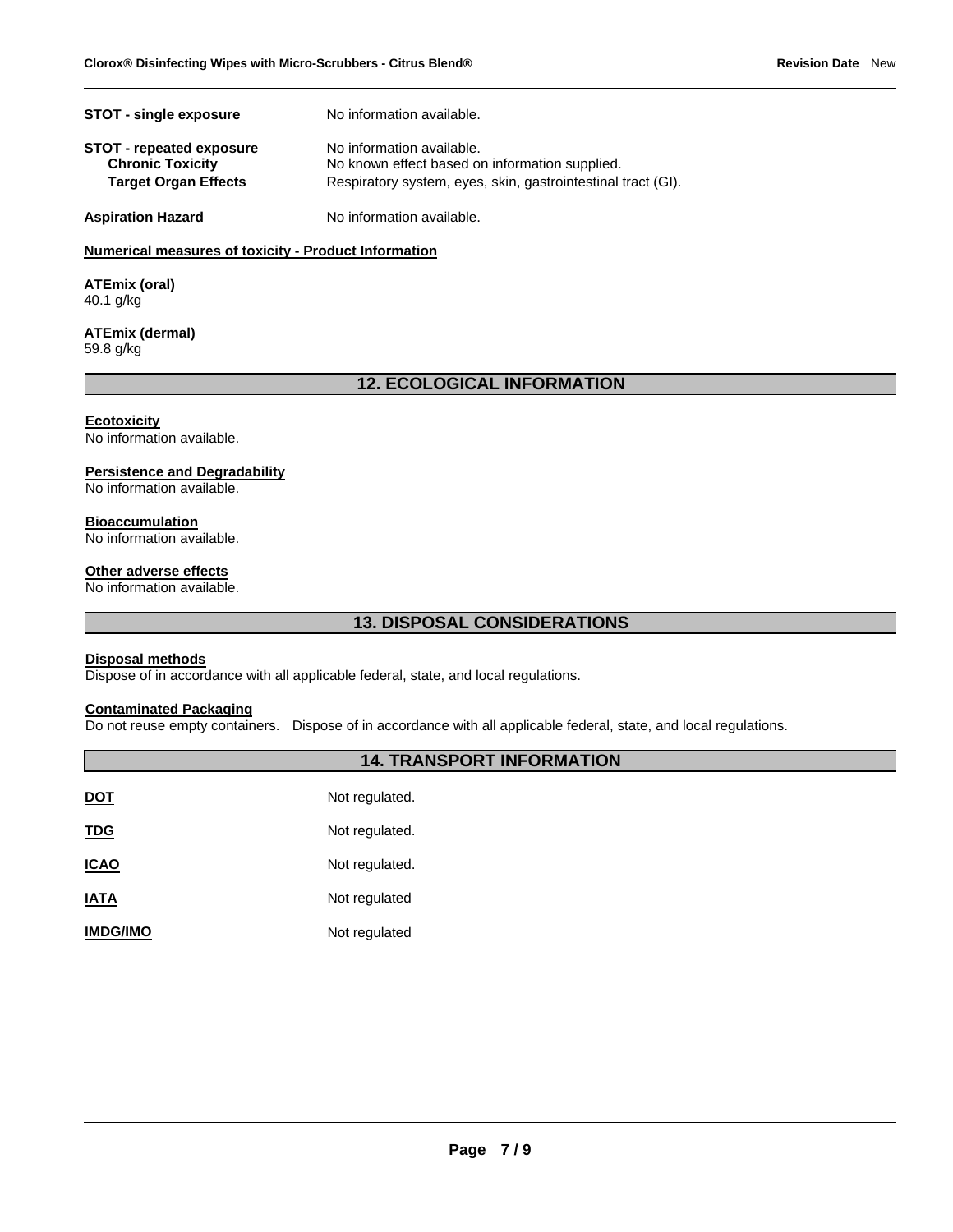| | |
|---|---|
| **STOT - single exposure** | No information available. |
| **STOT - repeated exposure** | No information available. |
| **Chronic Toxicity** | No known effect based on information supplied. |
| **Target Organ Effects** | Respiratory system, eyes, skin, gastrointestinal tract (GI). |
| **Aspiration Hazard** | No information available. |

**Numerical measures of toxicity - Product Information**

**ATEmix (oral)**
40.1 g/kg

**ATEmix (dermal)**
59.8 g/kg

## 12. ECOLOGICAL INFORMATION

**Ecotoxicity**
No information available.

**Persistence and Degradability**
No information available.

**Bioaccumulation**
No information available.

**Other adverse effects**
No information available.

## 13. DISPOSAL CONSIDERATIONS

**Disposal methods**
Dispose of in accordance with all applicable federal, state, and local regulations.

**Contaminated Packaging**
Do not reuse empty containers. Dispose of in accordance with all applicable federal, state, and local regulations.

## 14. TRANSPORT INFORMATION

| | |
|---|---|
| **DOT** | Not regulated. |
| **TDG** | Not regulated. |
| **ICAO** | Not regulated. |
| **IATA** | Not regulated |
| **IMDG/IMO** | Not regulated |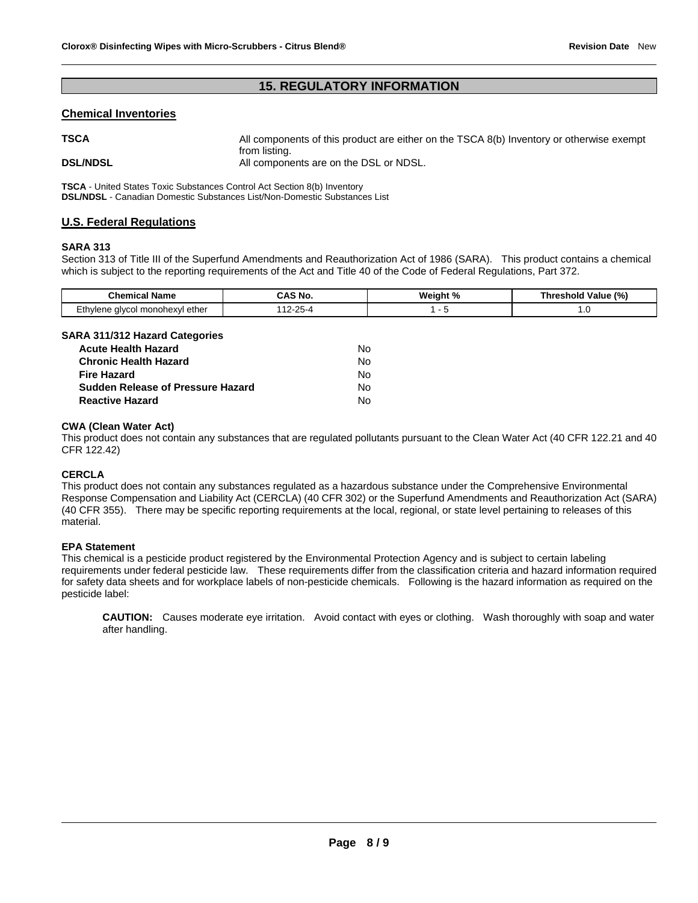## 15. REGULATORY INFORMATION

### Chemical Inventories

**TSCA** All components of this product are either on the TSCA 8(b) Inventory or otherwise exempt from listing.

**DSL/NDSL** All components are on the DSL or NDSL.

**TSCA** - United States Toxic Substances Control Act Section 8(b) Inventory
**DSL/NDSL** - Canadian Domestic Substances List/Non-Domestic Substances List

### U.S. Federal Regulations

**SARA 313**

Section 313 of Title III of the Superfund Amendments and Reauthorization Act of 1986 (SARA). This product contains a chemical which is subject to the reporting requirements of the Act and Title 40 of the Code of Federal Regulations, Part 372.

| Chemical Name | CAS No. | Weight % | Threshold Value (%) |
|---|---|---|---|
| Ethylene glycol monohexyl ether | 112-25-4 | 1 - 5 | 1.0 |

**SARA 311/312 Hazard Categories**

| | |
|---|---|
| **Acute Health Hazard** | No |
| **Chronic Health Hazard** | No |
| **Fire Hazard** | No |
| **Sudden Release of Pressure Hazard** | No |
| **Reactive Hazard** | No |

**CWA (Clean Water Act)**

This product does not contain any substances that are regulated pollutants pursuant to the Clean Water Act (40 CFR 122.21 and 40 CFR 122.42)

**CERCLA**

This product does not contain any substances regulated as a hazardous substance under the Comprehensive Environmental Response Compensation and Liability Act (CERCLA) (40 CFR 302) or the Superfund Amendments and Reauthorization Act (SARA) (40 CFR 355). There may be specific reporting requirements at the local, regional, or state level pertaining to releases of this material.

**EPA Statement**

This chemical is a pesticide product registered by the Environmental Protection Agency and is subject to certain labeling requirements under federal pesticide law. These requirements differ from the classification criteria and hazard information required for safety data sheets and for workplace labels of non-pesticide chemicals. Following is the hazard information as required on the pesticide label:

> **CAUTION:** Causes moderate eye irritation. Avoid contact with eyes or clothing. Wash thoroughly with soap and water after handling.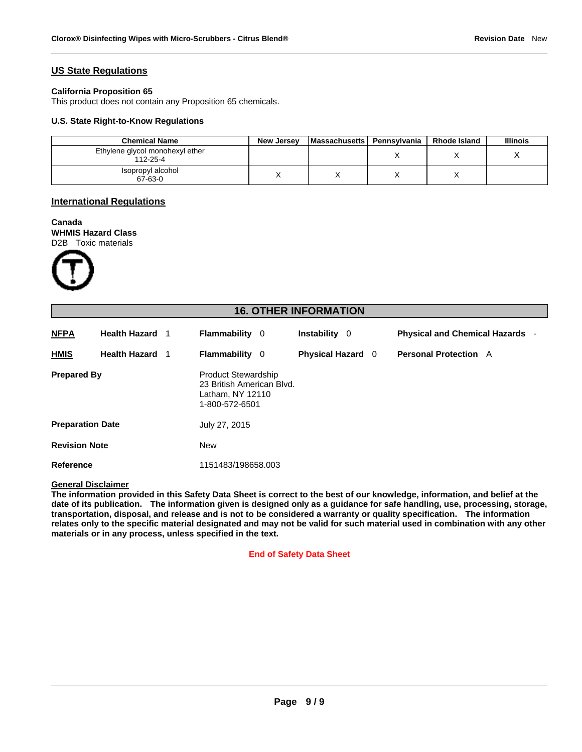## US State Regulations

**California Proposition 65**
This product does not contain any Proposition 65 chemicals.

**U.S. State Right-to-Know Regulations**

| Chemical Name | New Jersey | Massachusetts | Pennsylvania | Rhode Island | Illinois |
|---|---|---|---|---|---|
| Ethylene glycol monohexyl ether 112-25-4 | | | X | X | X |
| Isopropyl alcohol 67-63-0 | X | X | X | X | |

## International Regulations

**Canada**
**WHMIS Hazard Class**
D2B Toxic materials

## 16. OTHER INFORMATION

| | | | | |
|---|---|---|---|---|
| **NFPA** | **Health Hazard** 1 | **Flammability** 0 | **Instability** 0 | **Physical and Chemical Hazards** - |
| **HMIS** | **Health Hazard** 1 | **Flammability** 0 | **Physical Hazard** 0 | **Personal Protection** A |

**Prepared By** Product Stewardship
23 British American Blvd.
Latham, NY 12110
1-800-572-6501

**Preparation Date** July 27, 2015

**Revision Note** New

**Reference** 1151483/198658.003

**General Disclaimer**
**The information provided in this Safety Data Sheet is correct to the best of our knowledge, information, and belief at the date of its publication. The information given is designed only as a guidance for safe handling, use, processing, storage, transportation, disposal, and release and is not to be considered a warranty or quality specification. The information relates only to the specific material designated and may not be valid for such material used in combination with any other materials or in any process, unless specified in the text.**

**End of Safety Data Sheet**